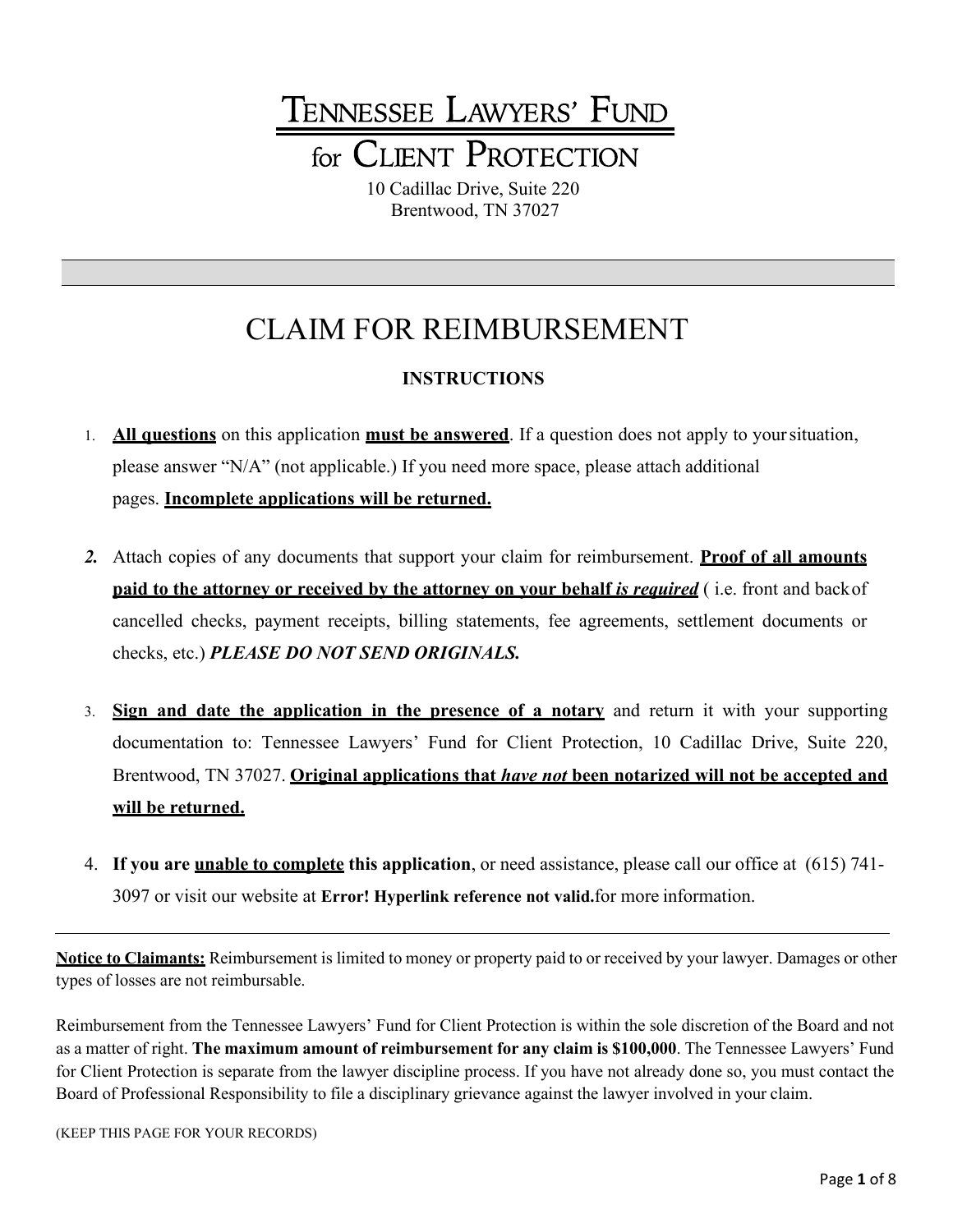# TENNESSEE LAWYERS' FUND for CLIENT PROTECTION

10 Cadillac Drive, Suite 220
Brentwood, TN 37027

## CLAIM FOR REIMBURSEMENT

### INSTRUCTIONS

1. **All questions** on this application **must be answered**. If a question does not apply to your situation, please answer "N/A" (not applicable.) If you need more space, please attach additional pages. **Incomplete applications will be returned.**

2. Attach copies of any documents that support your claim for reimbursement. **Proof of all amounts paid to the attorney or received by the attorney on your behalf *is required*** ( i.e. front and back of cancelled checks, payment receipts, billing statements, fee agreements, settlement documents or checks, etc.) ***PLEASE DO NOT SEND ORIGINALS.***

3. **Sign and date the application in the presence of a notary** and return it with your supporting documentation to: Tennessee Lawyers' Fund for Client Protection, 10 Cadillac Drive, Suite 220, Brentwood, TN 37027. **Original applications that *have not* been notarized will not be accepted and will be returned.**

4. **If you are unable to complete this application**, or need assistance, please call our office at (615) 741-3097 or visit our website at **Error! Hyperlink reference not valid.** for more information.

---

**Notice to Claimants:** Reimbursement is limited to money or property paid to or received by your lawyer. Damages or other types of losses are not reimbursable.

Reimbursement from the Tennessee Lawyers' Fund for Client Protection is within the sole discretion of the Board and not as a matter of right. **The maximum amount of reimbursement for any claim is $100,000**. The Tennessee Lawyers' Fund for Client Protection is separate from the lawyer discipline process. If you have not already done so, you must contact the Board of Professional Responsibility to file a disciplinary grievance against the lawyer involved in your claim.

(KEEP THIS PAGE FOR YOUR RECORDS)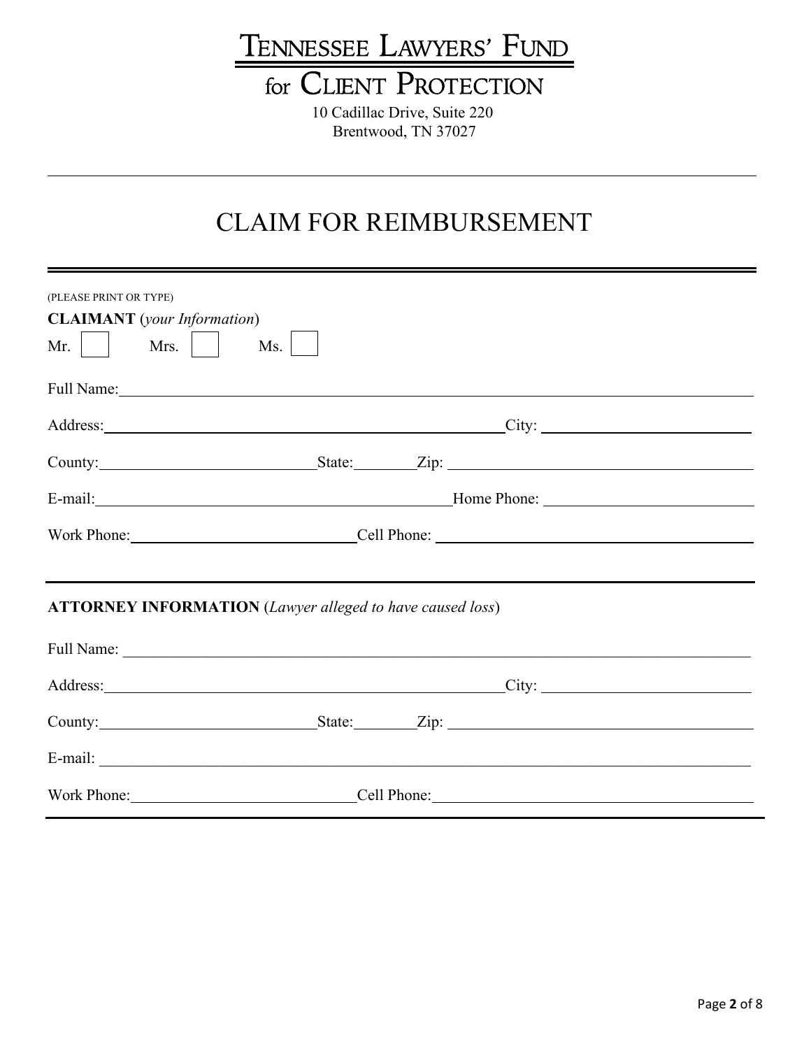# TENNESSEE LAWYERS' FUND for CLIENT PROTECTION

10 Cadillac Drive, Suite 220
Brentwood, TN 37027

---

## CLAIM FOR REIMBURSEMENT

(PLEASE PRINT OR TYPE)

**CLAIMANT** (*your Information*)

Mr. ☐ Mrs. ☐ Ms. ☐

Full Name: ____________________

Address: ____________________ City: ____________________

County: ____________________ State: ________ Zip: ____________________

E-mail: ____________________ Home Phone: ____________________

Work Phone: ____________________ Cell Phone: ____________________

---

**ATTORNEY INFORMATION** (*Lawyer alleged to have caused loss*)

Full Name: ____________________

Address: ____________________ City: ____________________

County: ____________________ State: ________ Zip: ____________________

E-mail: ____________________

Work Phone: ____________________ Cell Phone: ____________________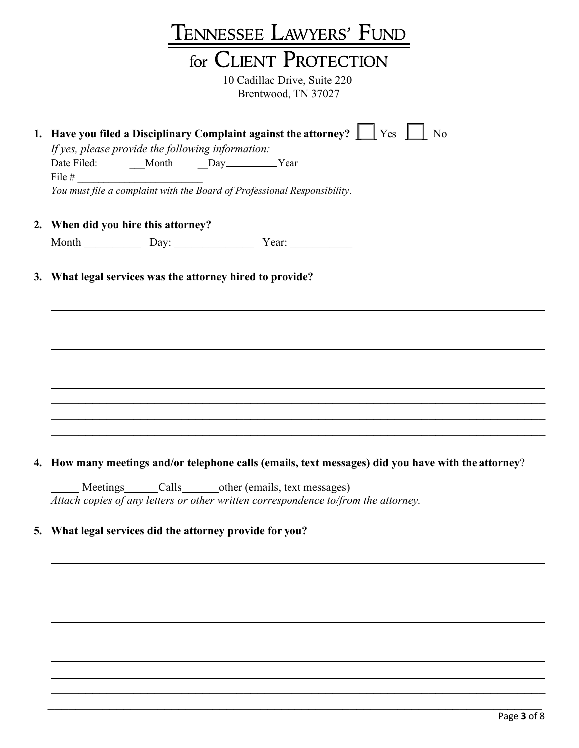# TENNESSEE LAWYERS' FUND

## for CLIENT PROTECTION

10 Cadillac Drive, Suite 220
Brentwood, TN 37027

1. **Have you filed a Disciplinary Complaint against the attorney?** ☐ Yes ☐ No

   *If yes, please provide the following information:*

   Date Filed: ________Month______Day__________Year

   File # ________________________

   *You must file a complaint with the Board of Professional Responsibility*.

2. **When did you hire this attorney?**

   Month __________ Day: ______________ Year: ___________

3. **What legal services was the attorney hired to provide?**

   ________________________________________________________________________________

   ________________________________________________________________________________

   ________________________________________________________________________________

   ________________________________________________________________________________

   ________________________________________________________________________________

   ________________________________________________________________________________

   ________________________________________________________________________________

   ________________________________________________________________________________

4. **How many meetings and/or telephone calls (emails, text messages) did you have with the attorney**?

   _____ Meetings______Calls_______other (emails, text messages)

   *Attach copies of any letters or other written correspondence to/from the attorney.*

5. **What legal services did the attorney provide for you?**

   ________________________________________________________________________________

   ________________________________________________________________________________

   ________________________________________________________________________________

   ________________________________________________________________________________

   ________________________________________________________________________________

   ________________________________________________________________________________

   ________________________________________________________________________________

   ________________________________________________________________________________

   ________________________________________________________________________________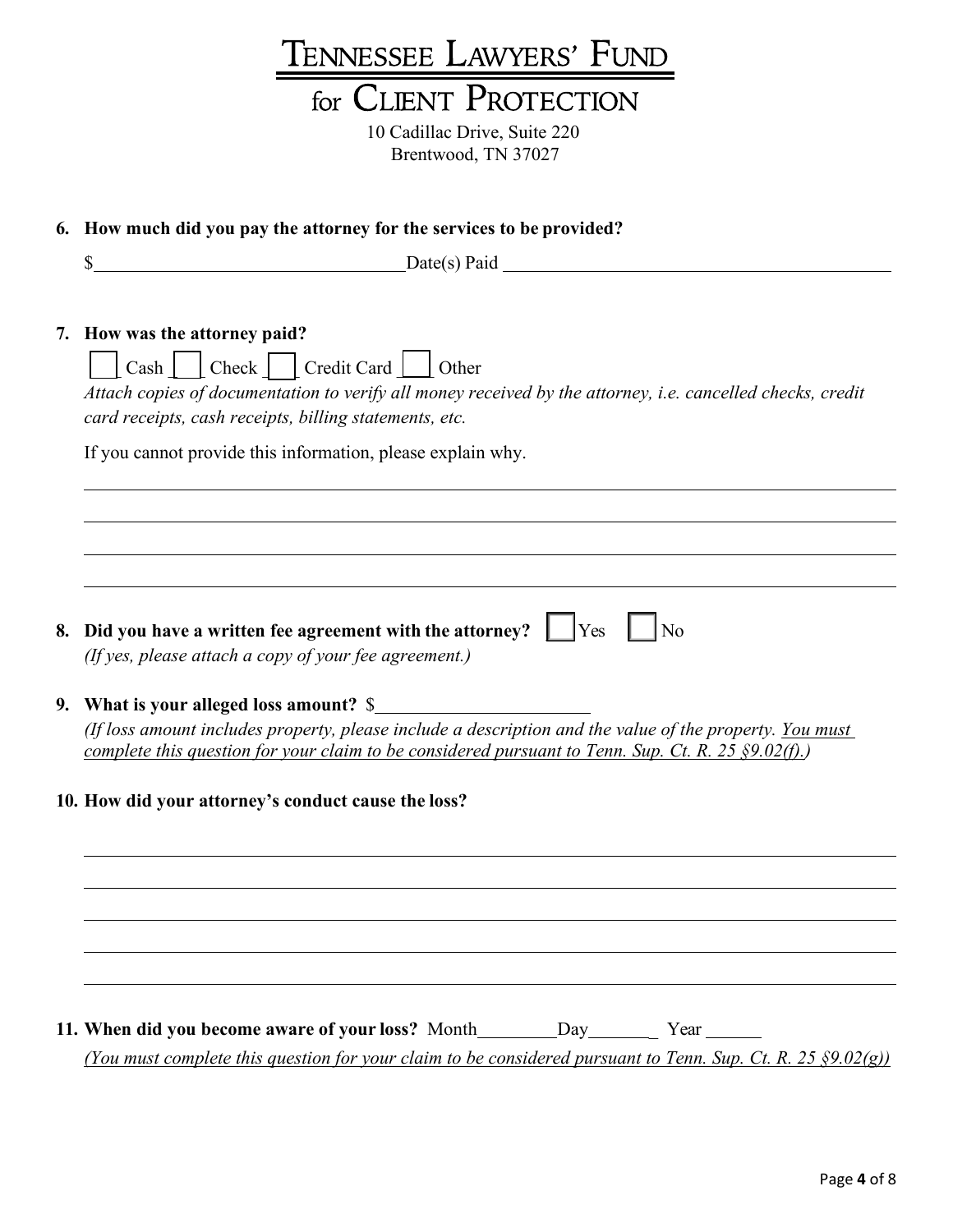# TENNESSEE LAWYERS' FUND
## for CLIENT PROTECTION

10 Cadillac Drive, Suite 220
Brentwood, TN 37027

**6. How much did you pay the attorney for the services to be provided?**

$________________________________ Date(s) Paid ________________________________________

**7. How was the attorney paid?**

☐ Cash ☐ Check ☐ Credit Card ☐ Other

*Attach copies of documentation to verify all money received by the attorney, i.e. cancelled checks, credit card receipts, cash receipts, billing statements, etc.*

If you cannot provide this information, please explain why.

______________________________________________________________________________

______________________________________________________________________________

______________________________________________________________________________

______________________________________________________________________________

**8. Did you have a written fee agreement with the attorney?** ☐ Yes ☐ No

*(If yes, please attach a copy of your fee agreement.)*

**9. What is your alleged loss amount?** $______________________

*(If loss amount includes property, please include a description and the value of the property. <u>You must complete this question for your claim to be considered pursuant to Tenn. Sup. Ct. R. 25 §9.02(f).</u>)*

**10. How did your attorney's conduct cause the loss?**

______________________________________________________________________________

______________________________________________________________________________

______________________________________________________________________________

______________________________________________________________________________

______________________________________________________________________________

**11. When did you become aware of your loss?** Month________ Day________ Year ______

*<u>(You must complete this question for your claim to be considered pursuant to Tenn. Sup. Ct. R. 25 §9.02(g))</u>*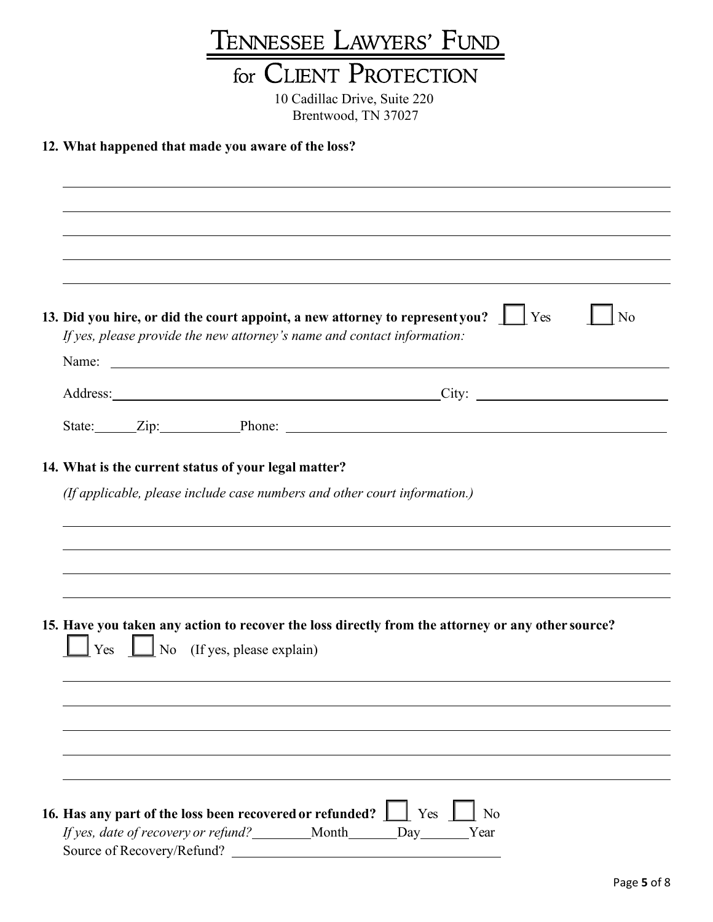# TENNESSEE LAWYERS' FUND for CLIENT PROTECTION

10 Cadillac Drive, Suite 220
Brentwood, TN 37027

**12. What happened that made you aware of the loss?**

\_\_\_\_\_\_\_\_\_\_\_\_\_\_\_\_\_\_\_\_\_\_\_\_\_\_\_\_\_\_\_\_\_\_\_\_\_\_\_\_\_\_\_\_\_\_\_\_\_\_\_\_\_\_\_\_\_\_\_\_

\_\_\_\_\_\_\_\_\_\_\_\_\_\_\_\_\_\_\_\_\_\_\_\_\_\_\_\_\_\_\_\_\_\_\_\_\_\_\_\_\_\_\_\_\_\_\_\_\_\_\_\_\_\_\_\_\_\_\_\_

\_\_\_\_\_\_\_\_\_\_\_\_\_\_\_\_\_\_\_\_\_\_\_\_\_\_\_\_\_\_\_\_\_\_\_\_\_\_\_\_\_\_\_\_\_\_\_\_\_\_\_\_\_\_\_\_\_\_\_\_

\_\_\_\_\_\_\_\_\_\_\_\_\_\_\_\_\_\_\_\_\_\_\_\_\_\_\_\_\_\_\_\_\_\_\_\_\_\_\_\_\_\_\_\_\_\_\_\_\_\_\_\_\_\_\_\_\_\_\_\_

\_\_\_\_\_\_\_\_\_\_\_\_\_\_\_\_\_\_\_\_\_\_\_\_\_\_\_\_\_\_\_\_\_\_\_\_\_\_\_\_\_\_\_\_\_\_\_\_\_\_\_\_\_\_\_\_\_\_\_\_

**13. Did you hire, or did the court appoint, a new attorney to represent you?** ☐ Yes ☐ No

*If yes, please provide the new attorney's name and contact information:*

Name: \_\_\_\_\_\_\_\_\_\_\_\_\_\_\_\_\_\_\_\_\_\_\_\_\_\_\_\_\_\_\_\_\_\_\_\_\_\_\_\_\_\_\_\_\_\_\_\_\_\_

Address: \_\_\_\_\_\_\_\_\_\_\_\_\_\_\_\_\_\_\_\_\_\_\_\_\_\_\_\_\_\_ City: \_\_\_\_\_\_\_\_\_\_\_\_\_\_\_\_\_\_

State: \_\_\_\_\_\_ Zip: \_\_\_\_\_\_\_\_\_\_ Phone: \_\_\_\_\_\_\_\_\_\_\_\_\_\_\_\_\_\_\_\_\_\_\_\_\_\_\_\_\_\_

**14. What is the current status of your legal matter?**

*(If applicable, please include case numbers and other court information.)*

\_\_\_\_\_\_\_\_\_\_\_\_\_\_\_\_\_\_\_\_\_\_\_\_\_\_\_\_\_\_\_\_\_\_\_\_\_\_\_\_\_\_\_\_\_\_\_\_\_\_\_\_\_\_\_\_\_\_\_\_

\_\_\_\_\_\_\_\_\_\_\_\_\_\_\_\_\_\_\_\_\_\_\_\_\_\_\_\_\_\_\_\_\_\_\_\_\_\_\_\_\_\_\_\_\_\_\_\_\_\_\_\_\_\_\_\_\_\_\_\_

\_\_\_\_\_\_\_\_\_\_\_\_\_\_\_\_\_\_\_\_\_\_\_\_\_\_\_\_\_\_\_\_\_\_\_\_\_\_\_\_\_\_\_\_\_\_\_\_\_\_\_\_\_\_\_\_\_\_\_\_

\_\_\_\_\_\_\_\_\_\_\_\_\_\_\_\_\_\_\_\_\_\_\_\_\_\_\_\_\_\_\_\_\_\_\_\_\_\_\_\_\_\_\_\_\_\_\_\_\_\_\_\_\_\_\_\_\_\_\_\_

**15. Have you taken any action to recover the loss directly from the attorney or any other source?**

☐ Yes ☐ No (If yes, please explain)

\_\_\_\_\_\_\_\_\_\_\_\_\_\_\_\_\_\_\_\_\_\_\_\_\_\_\_\_\_\_\_\_\_\_\_\_\_\_\_\_\_\_\_\_\_\_\_\_\_\_\_\_\_\_\_\_\_\_\_\_

\_\_\_\_\_\_\_\_\_\_\_\_\_\_\_\_\_\_\_\_\_\_\_\_\_\_\_\_\_\_\_\_\_\_\_\_\_\_\_\_\_\_\_\_\_\_\_\_\_\_\_\_\_\_\_\_\_\_\_\_

\_\_\_\_\_\_\_\_\_\_\_\_\_\_\_\_\_\_\_\_\_\_\_\_\_\_\_\_\_\_\_\_\_\_\_\_\_\_\_\_\_\_\_\_\_\_\_\_\_\_\_\_\_\_\_\_\_\_\_\_

\_\_\_\_\_\_\_\_\_\_\_\_\_\_\_\_\_\_\_\_\_\_\_\_\_\_\_\_\_\_\_\_\_\_\_\_\_\_\_\_\_\_\_\_\_\_\_\_\_\_\_\_\_\_\_\_\_\_\_\_

\_\_\_\_\_\_\_\_\_\_\_\_\_\_\_\_\_\_\_\_\_\_\_\_\_\_\_\_\_\_\_\_\_\_\_\_\_\_\_\_\_\_\_\_\_\_\_\_\_\_\_\_\_\_\_\_\_\_\_\_

**16. Has any part of the loss been recovered or refunded?** ☐ Yes ☐ No

*If yes, date of recovery or refund?* \_\_\_\_\_\_\_ Month \_\_\_\_\_\_\_ Day \_\_\_\_\_\_\_ Year

Source of Recovery/Refund? \_\_\_\_\_\_\_\_\_\_\_\_\_\_\_\_\_\_\_\_\_\_\_\_\_\_\_\_\_\_\_\_\_\_\_\_\_\_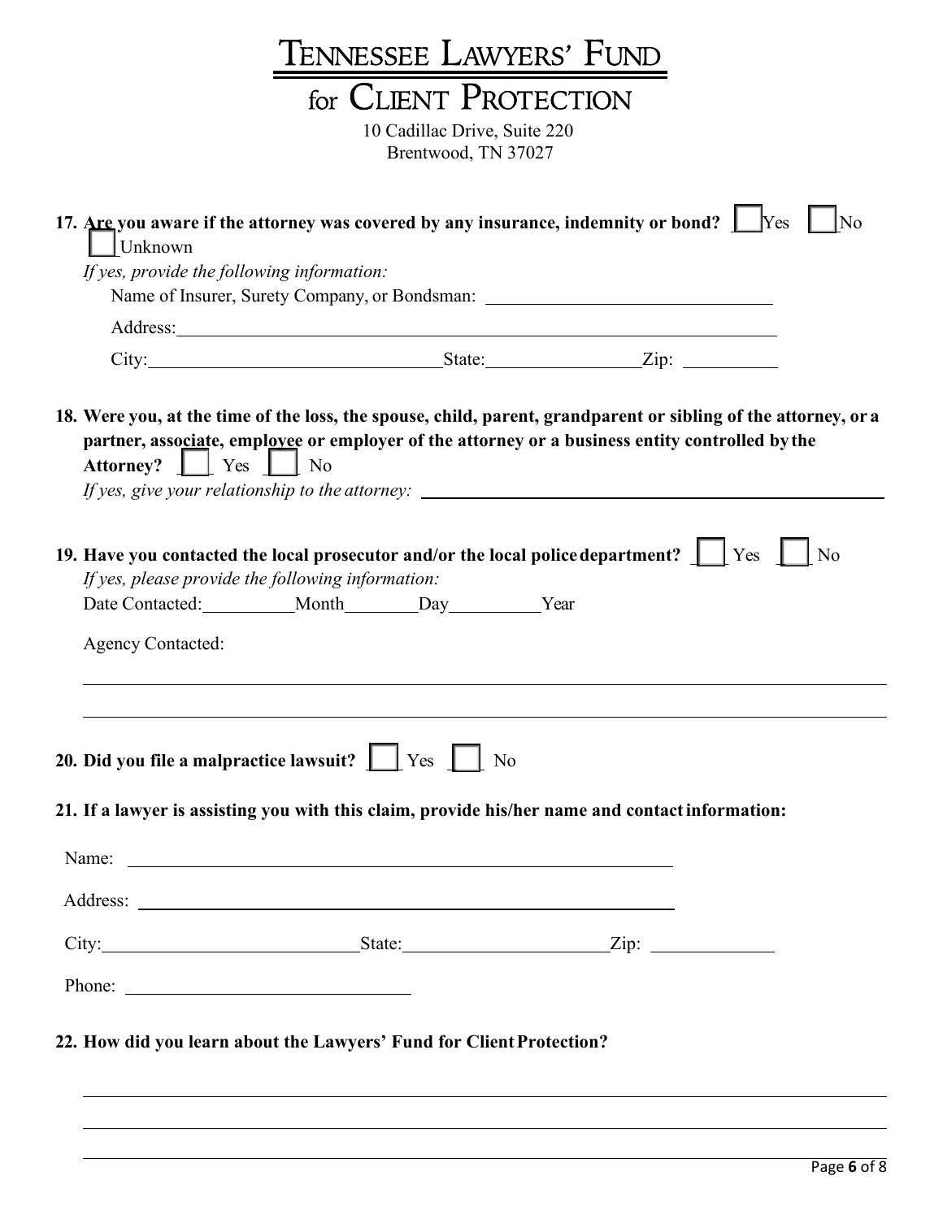# TENNESSEE LAWYERS' FUND

# for CLIENT PROTECTION

10 Cadillac Drive, Suite 220
Brentwood, TN 37027

**17. Are you aware if the attorney was covered by any insurance, indemnity or bond?** ☐ Yes ☐ No ☐ Unknown

*If yes, provide the following information:*

Name of Insurer, Surety Company, or Bondsman: ______________________________

Address: ______________________________________________________________

City: ______________________________ State: ________________ Zip: __________

**18. Were you, at the time of the loss, the spouse, child, parent, grandparent or sibling of the attorney, or a partner, associate, employee or employer of the attorney or a business entity controlled by the Attorney?** ☐ Yes ☐ No

*If yes, give your relationship to the attorney:* ______________________________________________

**19. Have you contacted the local prosecutor and/or the local police department?** ☐ Yes ☐ No

*If yes, please provide the following information:*

Date Contacted: __________ Month ________ Day __________ Year

Agency Contacted:

______________________________________________________________________________

______________________________________________________________________________

**20. Did you file a malpractice lawsuit?** ☐ Yes ☐ No

**21. If a lawyer is assisting you with this claim, provide his/her name and contact information:**

Name: ______________________________________________________________

Address: ____________________________________________________________

City: ___________________________ State: _____________________ Zip: _____________

Phone: _______________________________

**22. How did you learn about the Lawyers' Fund for Client Protection?**

______________________________________________________________________________

______________________________________________________________________________

______________________________________________________________________________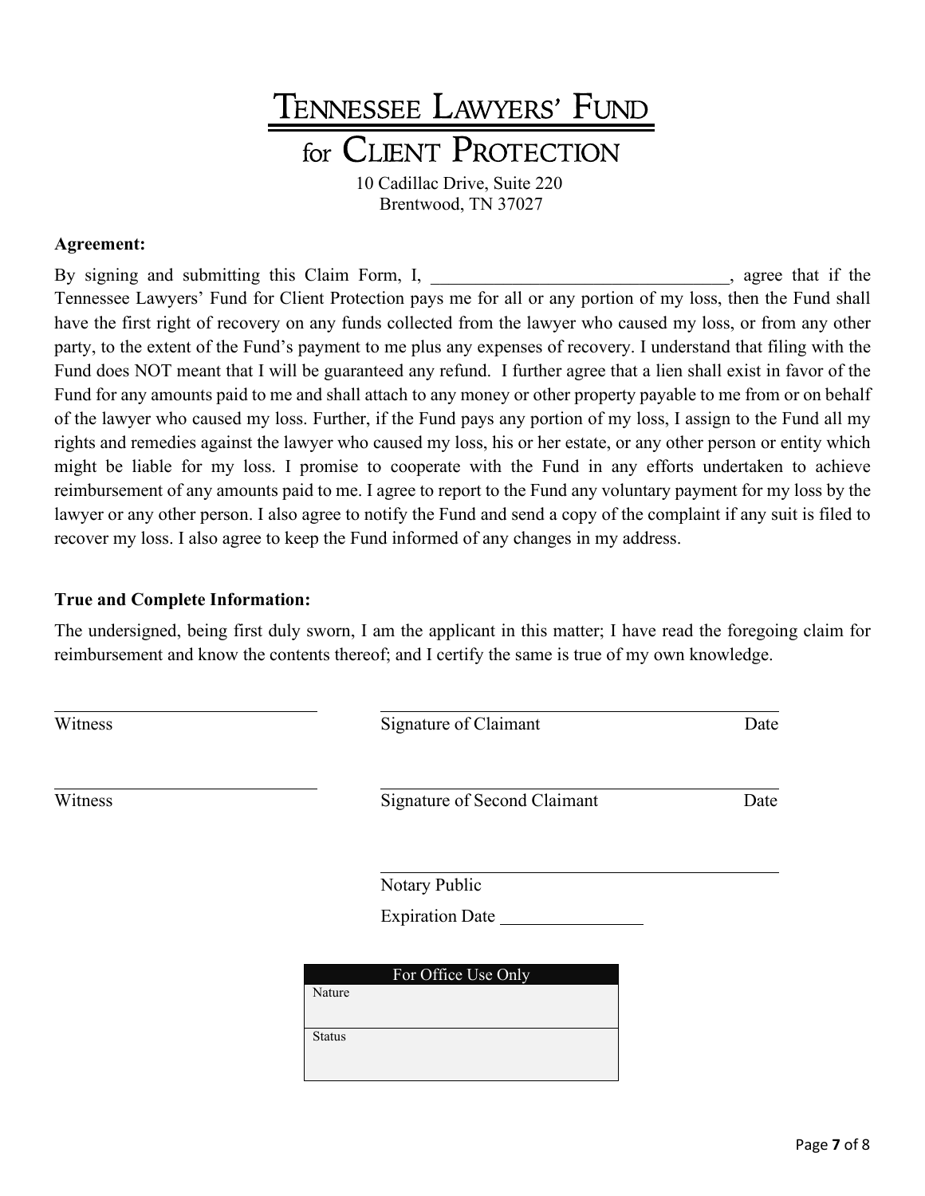# Tennessee Lawyers' Fund for Client Protection

10 Cadillac Drive, Suite 220
Brentwood, TN 37027

**Agreement:**

By signing and submitting this Claim Form, I, ________________________________, agree that if the Tennessee Lawyers' Fund for Client Protection pays me for all or any portion of my loss, then the Fund shall have the first right of recovery on any funds collected from the lawyer who caused my loss, or from any other party, to the extent of the Fund's payment to me plus any expenses of recovery. I understand that filing with the Fund does NOT meant that I will be guaranteed any refund. I further agree that a lien shall exist in favor of the Fund for any amounts paid to me and shall attach to any money or other property payable to me from or on behalf of the lawyer who caused my loss. Further, if the Fund pays any portion of my loss, I assign to the Fund all my rights and remedies against the lawyer who caused my loss, his or her estate, or any other person or entity which might be liable for my loss. I promise to cooperate with the Fund in any efforts undertaken to achieve reimbursement of any amounts paid to me. I agree to report to the Fund any voluntary payment for my loss by the lawyer or any other person. I also agree to notify the Fund and send a copy of the complaint if any suit is filed to recover my loss. I also agree to keep the Fund informed of any changes in my address.

**True and Complete Information:**

The undersigned, being first duly sworn, I am the applicant in this matter; I have read the foregoing claim for reimbursement and know the contents thereof; and I certify the same is true of my own knowledge.

______________________________ ________________________________________

Witness Signature of Claimant Date

______________________________ ________________________________________

Witness Signature of Second Claimant Date

________________________________________

Notary Public

Expiration Date ________________

| For Office Use Only |
|---|
| Nature |
| Status |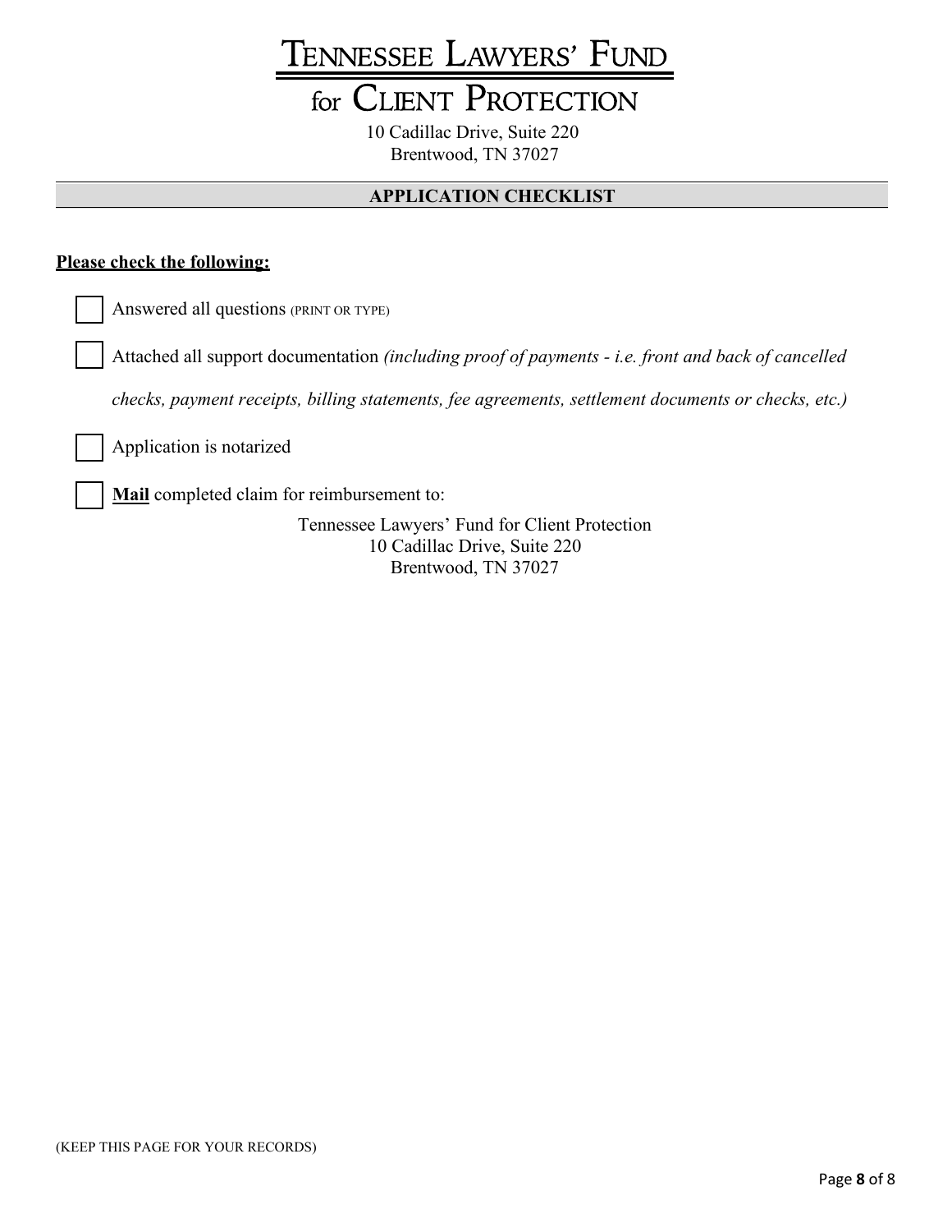# Tennessee Lawyers' Fund for Client Protection

10 Cadillac Drive, Suite 220
Brentwood, TN 37027

## APPLICATION CHECKLIST

**Please check the following:**

- [ ] Answered all questions (PRINT OR TYPE)
- [ ] Attached all support documentation *(including proof of payments - i.e. front and back of cancelled checks, payment receipts, billing statements, fee agreements, settlement documents or checks, etc.)*
- [ ] Application is notarized
- [ ] **Mail** completed claim for reimbursement to:

Tennessee Lawyers' Fund for Client Protection
10 Cadillac Drive, Suite 220
Brentwood, TN 37027

(KEEP THIS PAGE FOR YOUR RECORDS)